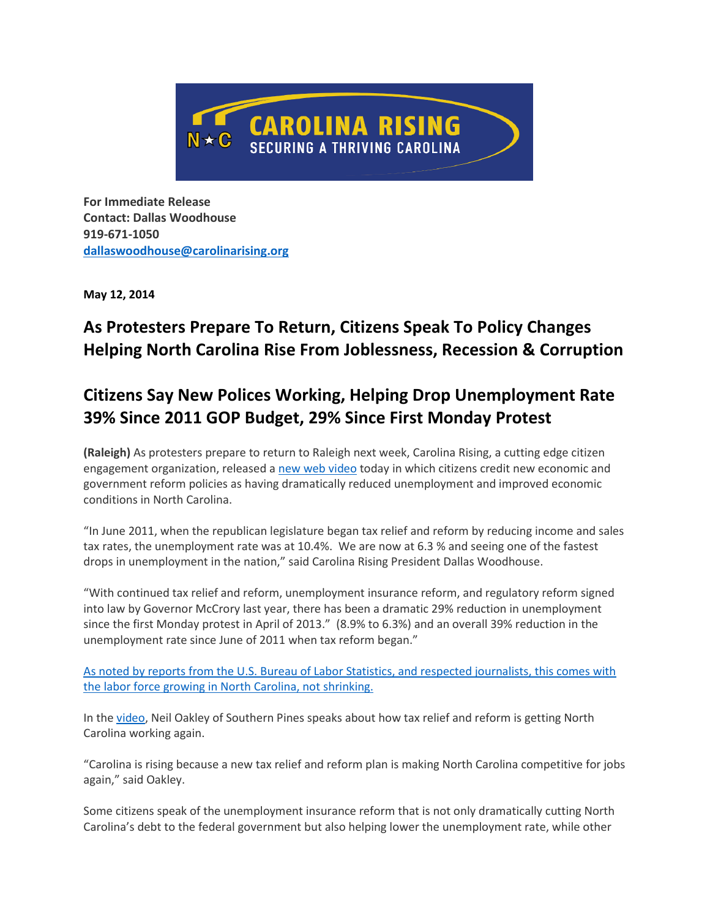CAROLINA RISING
SECURING A THRIVING CAROLINA

**For Immediate Release**
**Contact: Dallas Woodhouse**
**919-671-1050**
**dallaswoodhouse@carolinarising.org**

**May 12, 2014**

## As Protesters Prepare To Return, Citizens Speak To Policy Changes Helping North Carolina Rise From Joblessness, Recession & Corruption

## Citizens Say New Polices Working, Helping Drop Unemployment Rate 39% Since 2011 GOP Budget, 29% Since First Monday Protest

**(Raleigh)** As protesters prepare to return to Raleigh next week, Carolina Rising, a cutting edge citizen engagement organization, released a new web video today in which citizens credit new economic and government reform policies as having dramatically reduced unemployment and improved economic conditions in North Carolina.

"In June 2011, when the republican legislature began tax relief and reform by reducing income and sales tax rates, the unemployment rate was at 10.4%. We are now at 6.3 % and seeing one of the fastest drops in unemployment in the nation," said Carolina Rising President Dallas Woodhouse.

"With continued tax relief and reform, unemployment insurance reform, and regulatory reform signed into law by Governor McCrory last year, there has been a dramatic 29% reduction in unemployment since the first Monday protest in April of 2013." (8.9% to 6.3%) and an overall 39% reduction in the unemployment rate since June of 2011 when tax reform began."

As noted by reports from the U.S. Bureau of Labor Statistics, and respected journalists, this comes with the labor force growing in North Carolina, not shrinking.

In the video, Neil Oakley of Southern Pines speaks about how tax relief and reform is getting North Carolina working again.

"Carolina is rising because a new tax relief and reform plan is making North Carolina competitive for jobs again," said Oakley.

Some citizens speak of the unemployment insurance reform that is not only dramatically cutting North Carolina's debt to the federal government but also helping lower the unemployment rate, while other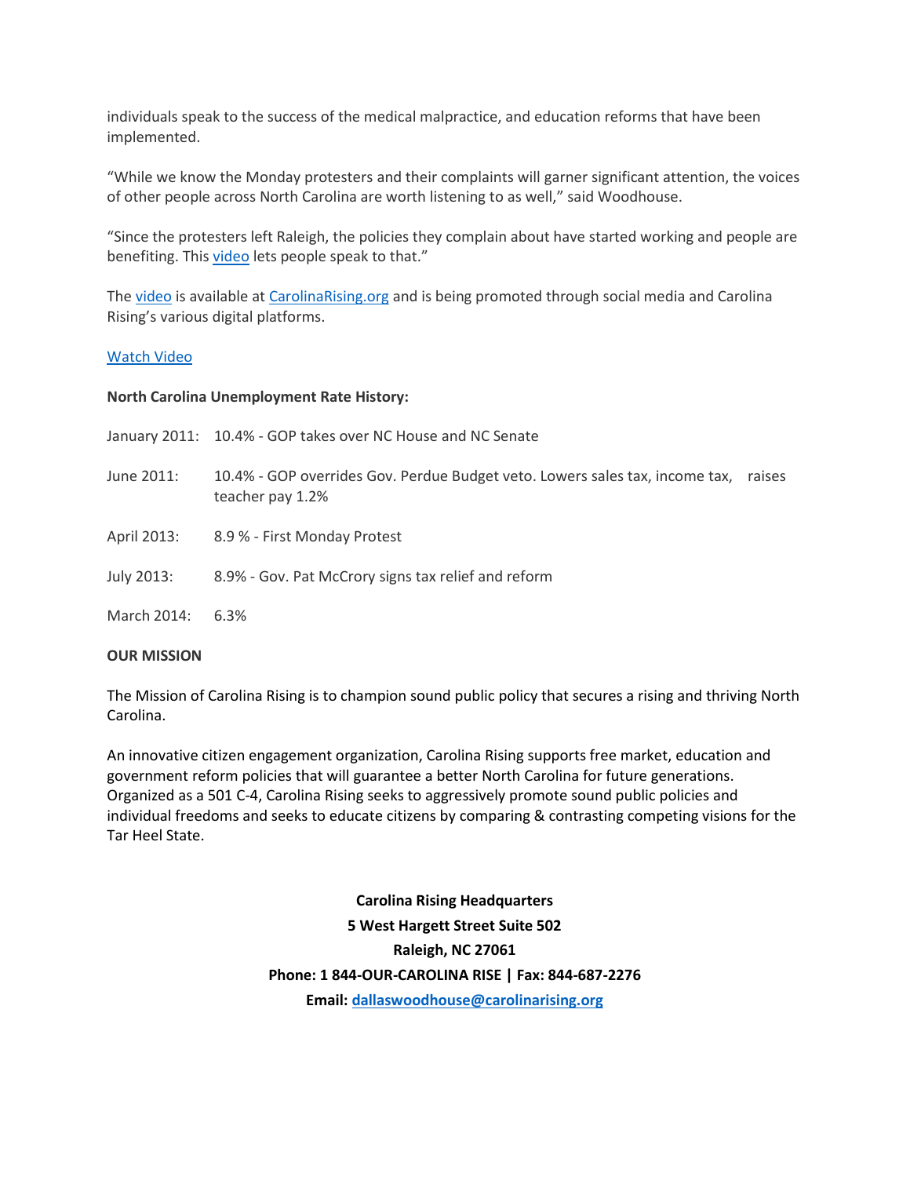individuals speak to the success of the medical malpractice, and education reforms that have been implemented.

"While we know the Monday protesters and their complaints will garner significant attention, the voices of other people across North Carolina are worth listening to as well," said Woodhouse.

"Since the protesters left Raleigh, the policies they complain about have started working and people are benefiting. This video lets people speak to that."

The video is available at CarolinaRising.org and is being promoted through social media and Carolina Rising's various digital platforms.

Watch Video

**North Carolina Unemployment Rate History:**

| | |
|---|---|
| January 2011: | 10.4% - GOP takes over NC House and NC Senate |
| June 2011: | 10.4% - GOP overrides Gov. Perdue Budget veto. Lowers sales tax, income tax, raises teacher pay 1.2% |
| April 2013: | 8.9 % - First Monday Protest |
| July 2013: | 8.9% - Gov. Pat McCrory signs tax relief and reform |
| March 2014: | 6.3% |

**OUR MISSION**

The Mission of Carolina Rising is to champion sound public policy that secures a rising and thriving North Carolina.

An innovative citizen engagement organization, Carolina Rising supports free market, education and government reform policies that will guarantee a better North Carolina for future generations. Organized as a 501 C-4, Carolina Rising seeks to aggressively promote sound public policies and individual freedoms and seeks to educate citizens by comparing & contrasting competing visions for the Tar Heel State.

**Carolina Rising Headquarters**
**5 West Hargett Street Suite 502**
**Raleigh, NC 27061**
**Phone: 1 844-OUR-CAROLINA RISE | Fax: 844-687-2276**
**Email: dallaswoodhouse@carolinarising.org**